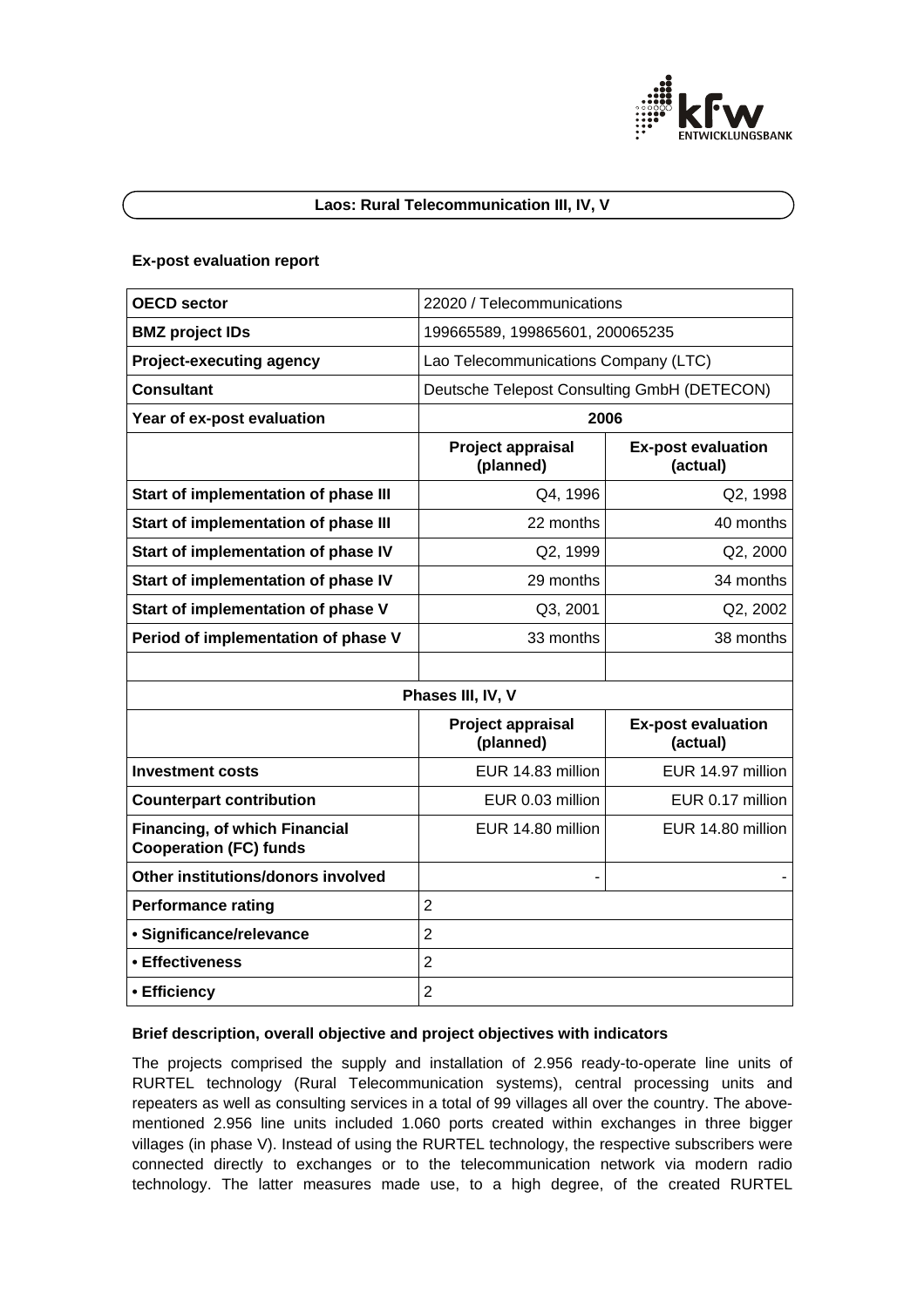## Laos: Rural Telecommunication III, IV, V

### Ex-post evaluation report

| OECD sector | 22020 / Telecommunications | |
|---|---|---|
| BMZ project IDs | 199665589, 199865601, 200065235 | |
| Project-executing agency | Lao Telecommunications Company (LTC) | |
| Consultant | Deutsche Telepost Consulting GmbH (DETECON) | |
| Year of ex-post evaluation | 2006 | |
| | **Project appraisal (planned)** | **Ex-post evaluation (actual)** |
| Start of implementation of phase III | Q4, 1996 | Q2, 1998 |
| Start of implementation of phase III | 22 months | 40 months |
| Start of implementation of phase IV | Q2, 1999 | Q2, 2000 |
| Start of implementation of phase IV | 29 months | 34 months |
| Start of implementation of phase V | Q3, 2001 | Q2, 2002 |
| Period of implementation of phase V | 33 months | 38 months |
| | | |
| **Phases III, IV, V** | | |
| | **Project appraisal (planned)** | **Ex-post evaluation (actual)** |
| Investment costs | EUR 14.83 million | EUR 14.97 million |
| Counterpart contribution | EUR 0.03 million | EUR 0.17 million |
| Financing, of which Financial Cooperation (FC) funds | EUR 14.80 million | EUR 14.80 million |
| Other institutions/donors involved | - | - |
| Performance rating | 2 | |
| • Significance/relevance | 2 | |
| • Effectiveness | 2 | |
| • Efficiency | 2 | |

### Brief description, overall objective and project objectives with indicators

The projects comprised the supply and installation of 2.956 ready-to-operate line units of RURTEL technology (Rural Telecommunication systems), central processing units and repeaters as well as consulting services in a total of 99 villages all over the country. The above-mentioned 2.956 line units included 1.060 ports created within exchanges in three bigger villages (in phase V). Instead of using the RURTEL technology, the respective subscribers were connected directly to exchanges or to the telecommunication network via modern radio technology. The latter measures made use, to a high degree, of the created RURTEL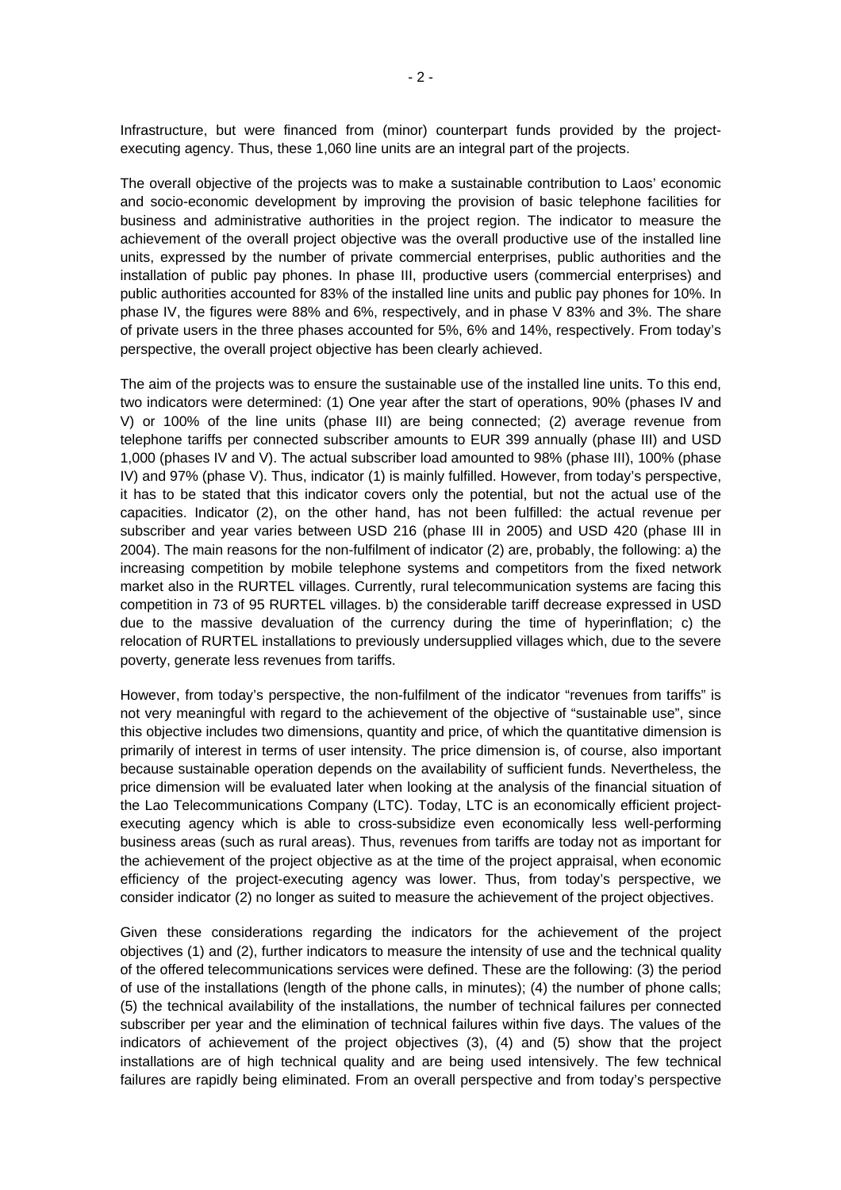Infrastructure, but were financed from (minor) counterpart funds provided by the project-executing agency. Thus, these 1,060 line units are an integral part of the projects.

The overall objective of the projects was to make a sustainable contribution to Laos' economic and socio-economic development by improving the provision of basic telephone facilities for business and administrative authorities in the project region. The indicator to measure the achievement of the overall project objective was the overall productive use of the installed line units, expressed by the number of private commercial enterprises, public authorities and the installation of public pay phones. In phase III, productive users (commercial enterprises) and public authorities accounted for 83% of the installed line units and public pay phones for 10%. In phase IV, the figures were 88% and 6%, respectively, and in phase V 83% and 3%. The share of private users in the three phases accounted for 5%, 6% and 14%, respectively. From today's perspective, the overall project objective has been clearly achieved.

The aim of the projects was to ensure the sustainable use of the installed line units. To this end, two indicators were determined: (1) One year after the start of operations, 90% (phases IV and V) or 100% of the line units (phase III) are being connected; (2) average revenue from telephone tariffs per connected subscriber amounts to EUR 399 annually (phase III) and USD 1,000 (phases IV and V). The actual subscriber load amounted to 98% (phase III), 100% (phase IV) and 97% (phase V). Thus, indicator (1) is mainly fulfilled. However, from today's perspective, it has to be stated that this indicator covers only the potential, but not the actual use of the capacities. Indicator (2), on the other hand, has not been fulfilled: the actual revenue per subscriber and year varies between USD 216 (phase III in 2005) and USD 420 (phase III in 2004). The main reasons for the non-fulfilment of indicator (2) are, probably, the following: a) the increasing competition by mobile telephone systems and competitors from the fixed network market also in the RURTEL villages. Currently, rural telecommunication systems are facing this competition in 73 of 95 RURTEL villages. b) the considerable tariff decrease expressed in USD due to the massive devaluation of the currency during the time of hyperinflation; c) the relocation of RURTEL installations to previously undersupplied villages which, due to the severe poverty, generate less revenues from tariffs.

However, from today's perspective, the non-fulfilment of the indicator "revenues from tariffs" is not very meaningful with regard to the achievement of the objective of "sustainable use", since this objective includes two dimensions, quantity and price, of which the quantitative dimension is primarily of interest in terms of user intensity. The price dimension is, of course, also important because sustainable operation depends on the availability of sufficient funds. Nevertheless, the price dimension will be evaluated later when looking at the analysis of the financial situation of the Lao Telecommunications Company (LTC). Today, LTC is an economically efficient project-executing agency which is able to cross-subsidize even economically less well-performing business areas (such as rural areas). Thus, revenues from tariffs are today not as important for the achievement of the project objective as at the time of the project appraisal, when economic efficiency of the project-executing agency was lower. Thus, from today's perspective, we consider indicator (2) no longer as suited to measure the achievement of the project objectives.

Given these considerations regarding the indicators for the achievement of the project objectives (1) and (2), further indicators to measure the intensity of use and the technical quality of the offered telecommunications services were defined. These are the following: (3) the period of use of the installations (length of the phone calls, in minutes); (4) the number of phone calls; (5) the technical availability of the installations, the number of technical failures per connected subscriber per year and the elimination of technical failures within five days. The values of the indicators of achievement of the project objectives (3), (4) and (5) show that the project installations are of high technical quality and are being used intensively. The few technical failures are rapidly being eliminated. From an overall perspective and from today's perspective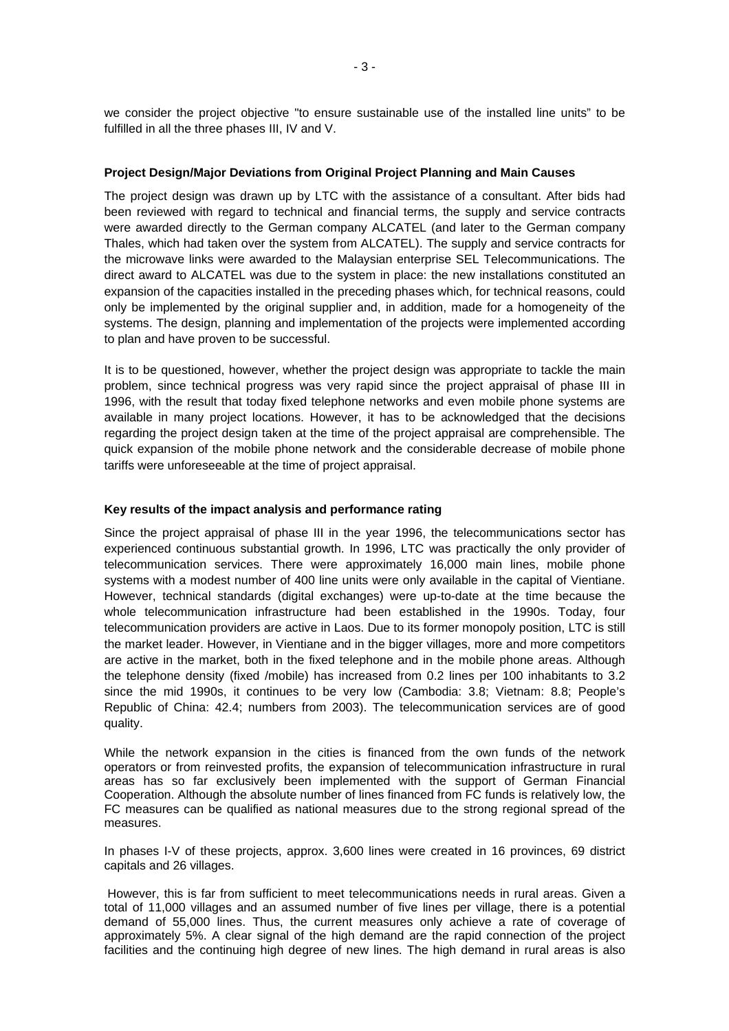we consider the project objective "to ensure sustainable use of the installed line units" to be fulfilled in all the three phases III, IV and V.

**Project Design/Major Deviations from Original Project Planning and Main Causes**

The project design was drawn up by LTC with the assistance of a consultant. After bids had been reviewed with regard to technical and financial terms, the supply and service contracts were awarded directly to the German company ALCATEL (and later to the German company Thales, which had taken over the system from ALCATEL). The supply and service contracts for the microwave links were awarded to the Malaysian enterprise SEL Telecommunications. The direct award to ALCATEL was due to the system in place: the new installations constituted an expansion of the capacities installed in the preceding phases which, for technical reasons, could only be implemented by the original supplier and, in addition, made for a homogeneity of the systems. The design, planning and implementation of the projects were implemented according to plan and have proven to be successful.

It is to be questioned, however, whether the project design was appropriate to tackle the main problem, since technical progress was very rapid since the project appraisal of phase III in 1996, with the result that today fixed telephone networks and even mobile phone systems are available in many project locations. However, it has to be acknowledged that the decisions regarding the project design taken at the time of the project appraisal are comprehensible. The quick expansion of the mobile phone network and the considerable decrease of mobile phone tariffs were unforeseeable at the time of project appraisal.

**Key results of the impact analysis and performance rating**

Since the project appraisal of phase III in the year 1996, the telecommunications sector has experienced continuous substantial growth. In 1996, LTC was practically the only provider of telecommunication services. There were approximately 16,000 main lines, mobile phone systems with a modest number of 400 line units were only available in the capital of Vientiane. However, technical standards (digital exchanges) were up-to-date at the time because the whole telecommunication infrastructure had been established in the 1990s. Today, four telecommunication providers are active in Laos. Due to its former monopoly position, LTC is still the market leader. However, in Vientiane and in the bigger villages, more and more competitors are active in the market, both in the fixed telephone and in the mobile phone areas. Although the telephone density (fixed /mobile) has increased from 0.2 lines per 100 inhabitants to 3.2 since the mid 1990s, it continues to be very low (Cambodia: 3.8; Vietnam: 8.8; People's Republic of China: 42.4; numbers from 2003). The telecommunication services are of good quality.

While the network expansion in the cities is financed from the own funds of the network operators or from reinvested profits, the expansion of telecommunication infrastructure in rural areas has so far exclusively been implemented with the support of German Financial Cooperation. Although the absolute number of lines financed from FC funds is relatively low, the FC measures can be qualified as national measures due to the strong regional spread of the measures.

In phases I-V of these projects, approx. 3,600 lines were created in 16 provinces, 69 district capitals and 26 villages.

However, this is far from sufficient to meet telecommunications needs in rural areas. Given a total of 11,000 villages and an assumed number of five lines per village, there is a potential demand of 55,000 lines. Thus, the current measures only achieve a rate of coverage of approximately 5%. A clear signal of the high demand are the rapid connection of the project facilities and the continuing high degree of new lines. The high demand in rural areas is also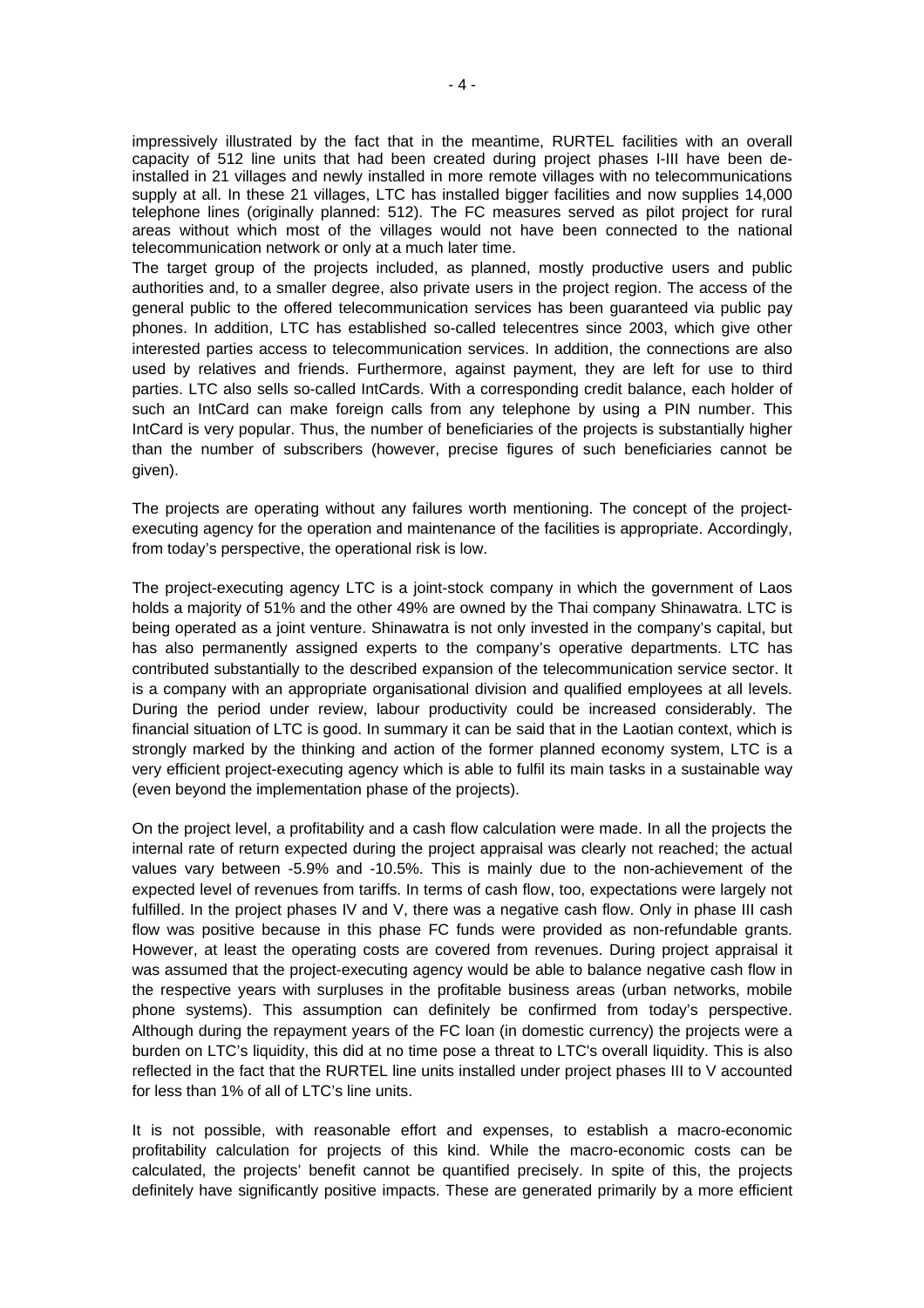impressively illustrated by the fact that in the meantime, RURTEL facilities with an overall capacity of 512 line units that had been created during project phases I-III have been de-installed in 21 villages and newly installed in more remote villages with no telecommunications supply at all. In these 21 villages, LTC has installed bigger facilities and now supplies 14,000 telephone lines (originally planned: 512). The FC measures served as pilot project for rural areas without which most of the villages would not have been connected to the national telecommunication network or only at a much later time.

The target group of the projects included, as planned, mostly productive users and public authorities and, to a smaller degree, also private users in the project region. The access of the general public to the offered telecommunication services has been guaranteed via public pay phones. In addition, LTC has established so-called telecentres since 2003, which give other interested parties access to telecommunication services. In addition, the connections are also used by relatives and friends. Furthermore, against payment, they are left for use to third parties. LTC also sells so-called IntCards. With a corresponding credit balance, each holder of such an IntCard can make foreign calls from any telephone by using a PIN number. This IntCard is very popular. Thus, the number of beneficiaries of the projects is substantially higher than the number of subscribers (however, precise figures of such beneficiaries cannot be given).

The projects are operating without any failures worth mentioning. The concept of the project-executing agency for the operation and maintenance of the facilities is appropriate. Accordingly, from today's perspective, the operational risk is low.

The project-executing agency LTC is a joint-stock company in which the government of Laos holds a majority of 51% and the other 49% are owned by the Thai company Shinawatra. LTC is being operated as a joint venture. Shinawatra is not only invested in the company's capital, but has also permanently assigned experts to the company's operative departments. LTC has contributed substantially to the described expansion of the telecommunication service sector. It is a company with an appropriate organisational division and qualified employees at all levels. During the period under review, labour productivity could be increased considerably. The financial situation of LTC is good. In summary it can be said that in the Laotian context, which is strongly marked by the thinking and action of the former planned economy system, LTC is a very efficient project-executing agency which is able to fulfil its main tasks in a sustainable way (even beyond the implementation phase of the projects).

On the project level, a profitability and a cash flow calculation were made. In all the projects the internal rate of return expected during the project appraisal was clearly not reached; the actual values vary between -5.9% and -10.5%. This is mainly due to the non-achievement of the expected level of revenues from tariffs. In terms of cash flow, too, expectations were largely not fulfilled. In the project phases IV and V, there was a negative cash flow. Only in phase III cash flow was positive because in this phase FC funds were provided as non-refundable grants. However, at least the operating costs are covered from revenues. During project appraisal it was assumed that the project-executing agency would be able to balance negative cash flow in the respective years with surpluses in the profitable business areas (urban networks, mobile phone systems). This assumption can definitely be confirmed from today's perspective. Although during the repayment years of the FC loan (in domestic currency) the projects were a burden on LTC's liquidity, this did at no time pose a threat to LTC's overall liquidity. This is also reflected in the fact that the RURTEL line units installed under project phases III to V accounted for less than 1% of all of LTC's line units.

It is not possible, with reasonable effort and expenses, to establish a macro-economic profitability calculation for projects of this kind. While the macro-economic costs can be calculated, the projects' benefit cannot be quantified precisely. In spite of this, the projects definitely have significantly positive impacts. These are generated primarily by a more efficient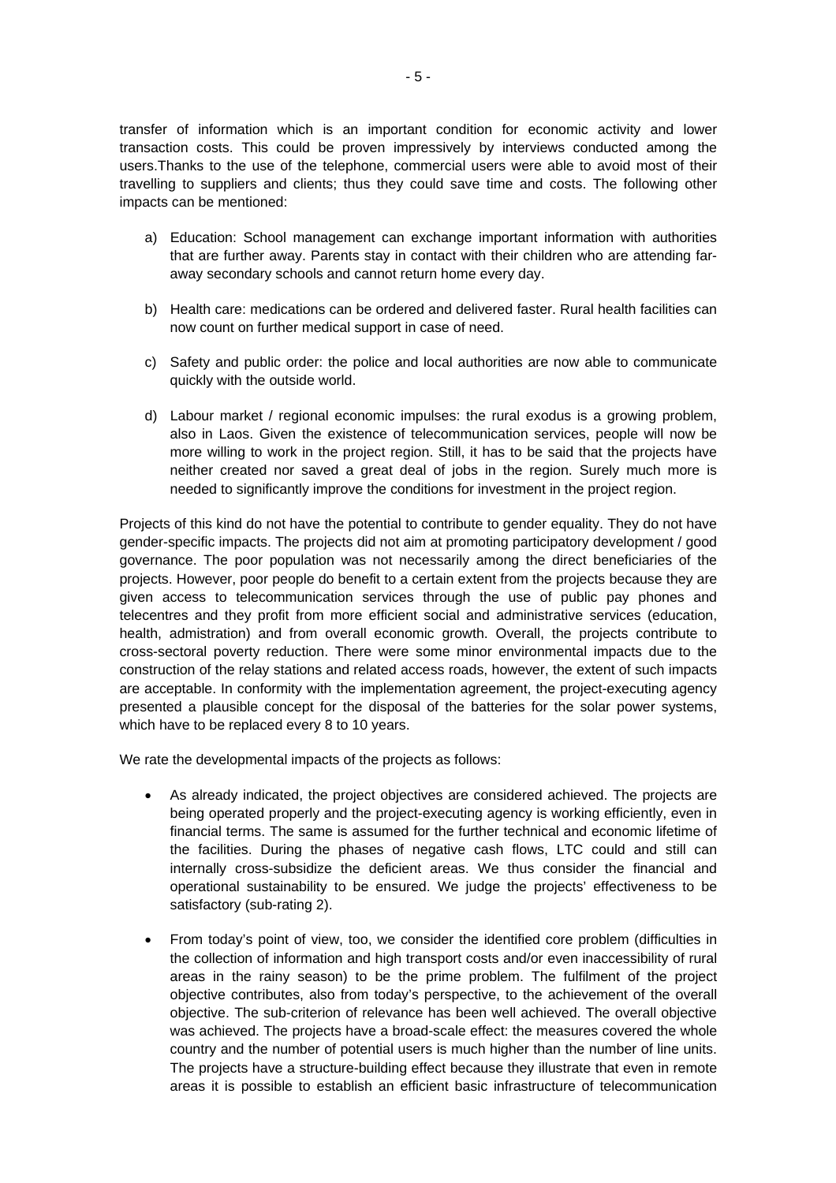transfer of information which is an important condition for economic activity and lower transaction costs. This could be proven impressively by interviews conducted among the users.Thanks to the use of the telephone, commercial users were able to avoid most of their travelling to suppliers and clients; thus they could save time and costs. The following other impacts can be mentioned:

a) Education: School management can exchange important information with authorities that are further away. Parents stay in contact with their children who are attending far-away secondary schools and cannot return home every day.

b) Health care: medications can be ordered and delivered faster. Rural health facilities can now count on further medical support in case of need.

c) Safety and public order: the police and local authorities are now able to communicate quickly with the outside world.

d) Labour market / regional economic impulses: the rural exodus is a growing problem, also in Laos. Given the existence of telecommunication services, people will now be more willing to work in the project region. Still, it has to be said that the projects have neither created nor saved a great deal of jobs in the region. Surely much more is needed to significantly improve the conditions for investment in the project region.

Projects of this kind do not have the potential to contribute to gender equality. They do not have gender-specific impacts. The projects did not aim at promoting participatory development / good governance. The poor population was not necessarily among the direct beneficiaries of the projects. However, poor people do benefit to a certain extent from the projects because they are given access to telecommunication services through the use of public pay phones and telecentres and they profit from more efficient social and administrative services (education, health, admistration) and from overall economic growth. Overall, the projects contribute to cross-sectoral poverty reduction. There were some minor environmental impacts due to the construction of the relay stations and related access roads, however, the extent of such impacts are acceptable. In conformity with the implementation agreement, the project-executing agency presented a plausible concept for the disposal of the batteries for the solar power systems, which have to be replaced every 8 to 10 years.

We rate the developmental impacts of the projects as follows:

- As already indicated, the project objectives are considered achieved. The projects are being operated properly and the project-executing agency is working efficiently, even in financial terms. The same is assumed for the further technical and economic lifetime of the facilities. During the phases of negative cash flows, LTC could and still can internally cross-subsidize the deficient areas. We thus consider the financial and operational sustainability to be ensured. We judge the projects' effectiveness to be satisfactory (sub-rating 2).

- From today's point of view, too, we consider the identified core problem (difficulties in the collection of information and high transport costs and/or even inaccessibility of rural areas in the rainy season) to be the prime problem. The fulfilment of the project objective contributes, also from today's perspective, to the achievement of the overall objective. The sub-criterion of relevance has been well achieved. The overall objective was achieved. The projects have a broad-scale effect: the measures covered the whole country and the number of potential users is much higher than the number of line units. The projects have a structure-building effect because they illustrate that even in remote areas it is possible to establish an efficient basic infrastructure of telecommunication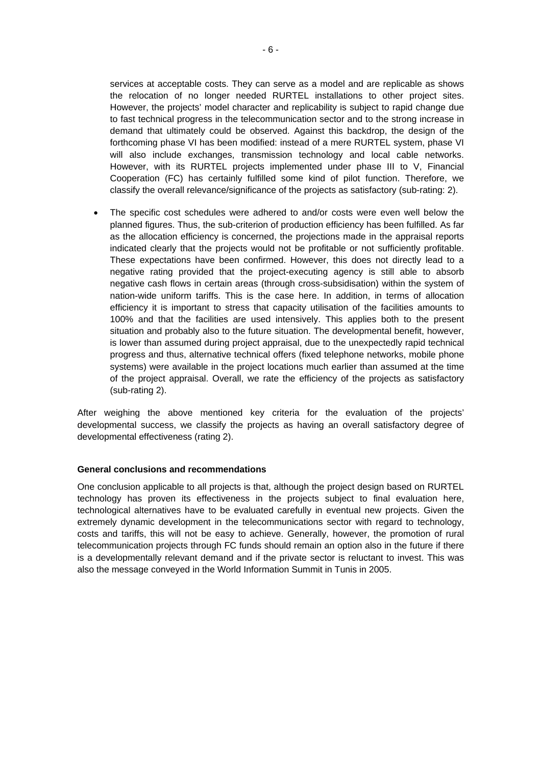services at acceptable costs. They can serve as a model and are replicable as shows the relocation of no longer needed RURTEL installations to other project sites. However, the projects' model character and replicability is subject to rapid change due to fast technical progress in the telecommunication sector and to the strong increase in demand that ultimately could be observed. Against this backdrop, the design of the forthcoming phase VI has been modified: instead of a mere RURTEL system, phase VI will also include exchanges, transmission technology and local cable networks. However, with its RURTEL projects implemented under phase III to V, Financial Cooperation (FC) has certainly fulfilled some kind of pilot function. Therefore, we classify the overall relevance/significance of the projects as satisfactory (sub-rating: 2).

- The specific cost schedules were adhered to and/or costs were even well below the planned figures. Thus, the sub-criterion of production efficiency has been fulfilled. As far as the allocation efficiency is concerned, the projections made in the appraisal reports indicated clearly that the projects would not be profitable or not sufficiently profitable. These expectations have been confirmed. However, this does not directly lead to a negative rating provided that the project-executing agency is still able to absorb negative cash flows in certain areas (through cross-subsidisation) within the system of nation-wide uniform tariffs. This is the case here. In addition, in terms of allocation efficiency it is important to stress that capacity utilisation of the facilities amounts to 100% and that the facilities are used intensively. This applies both to the present situation and probably also to the future situation. The developmental benefit, however, is lower than assumed during project appraisal, due to the unexpectedly rapid technical progress and thus, alternative technical offers (fixed telephone networks, mobile phone systems) were available in the project locations much earlier than assumed at the time of the project appraisal. Overall, we rate the efficiency of the projects as satisfactory (sub-rating 2).

After weighing the above mentioned key criteria for the evaluation of the projects' developmental success, we classify the projects as having an overall satisfactory degree of developmental effectiveness (rating 2).

**General conclusions and recommendations**

One conclusion applicable to all projects is that, although the project design based on RURTEL technology has proven its effectiveness in the projects subject to final evaluation here, technological alternatives have to be evaluated carefully in eventual new projects. Given the extremely dynamic development in the telecommunications sector with regard to technology, costs and tariffs, this will not be easy to achieve. Generally, however, the promotion of rural telecommunication projects through FC funds should remain an option also in the future if there is a developmentally relevant demand and if the private sector is reluctant to invest. This was also the message conveyed in the World Information Summit in Tunis in 2005.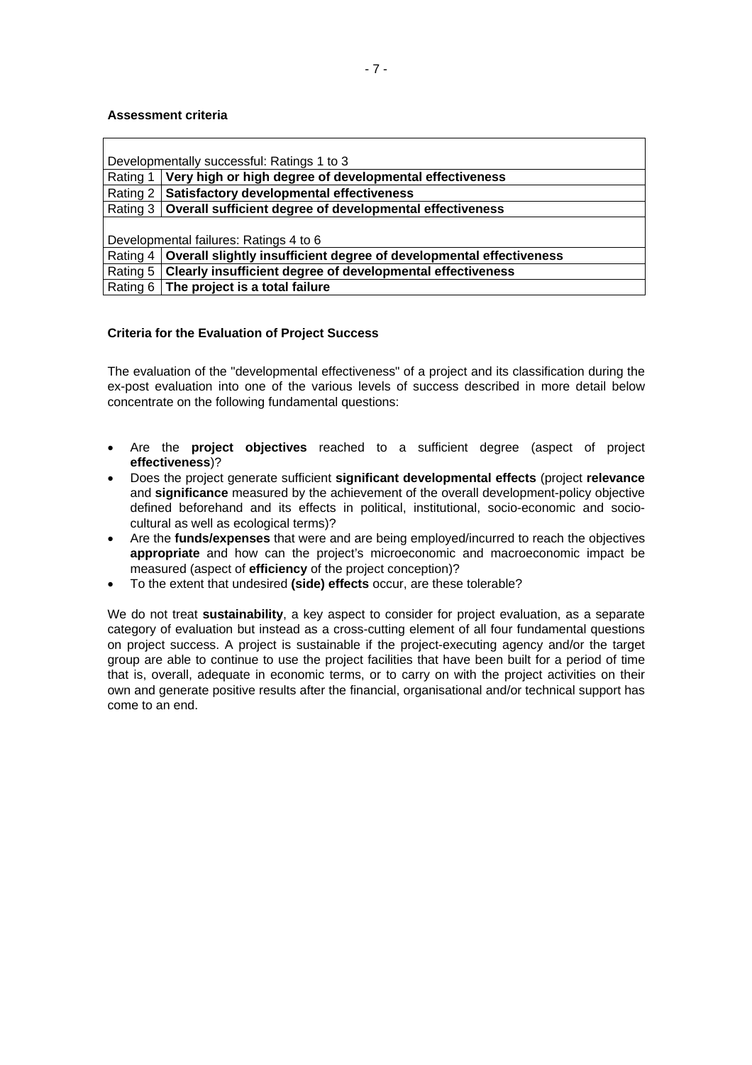**Assessment criteria**

| | |
|---|---|
| Developmentally successful: Ratings 1 to 3 | |
| Rating 1 | **Very high or high degree of developmental effectiveness** |
| Rating 2 | **Satisfactory developmental effectiveness** |
| Rating 3 | **Overall sufficient degree of developmental effectiveness** |
| Developmental failures: Ratings 4 to 6 | |
| Rating 4 | **Overall slightly insufficient degree of developmental effectiveness** |
| Rating 5 | **Clearly insufficient degree of developmental effectiveness** |
| Rating 6 | **The project is a total failure** |

**Criteria for the Evaluation of Project Success**

The evaluation of the "developmental effectiveness" of a project and its classification during the ex-post evaluation into one of the various levels of success described in more detail below concentrate on the following fundamental questions:

- Are the **project objectives** reached to a sufficient degree (aspect of project **effectiveness**)?
- Does the project generate sufficient **significant developmental effects** (project **relevance** and **significance** measured by the achievement of the overall development-policy objective defined beforehand and its effects in political, institutional, socio-economic and socio-cultural as well as ecological terms)?
- Are the **funds/expenses** that were and are being employed/incurred to reach the objectives **appropriate** and how can the project's microeconomic and macroeconomic impact be measured (aspect of **efficiency** of the project conception)?
- To the extent that undesired **(side) effects** occur, are these tolerable?

We do not treat **sustainability**, a key aspect to consider for project evaluation, as a separate category of evaluation but instead as a cross-cutting element of all four fundamental questions on project success. A project is sustainable if the project-executing agency and/or the target group are able to continue to use the project facilities that have been built for a period of time that is, overall, adequate in economic terms, or to carry on with the project activities on their own and generate positive results after the financial, organisational and/or technical support has come to an end.